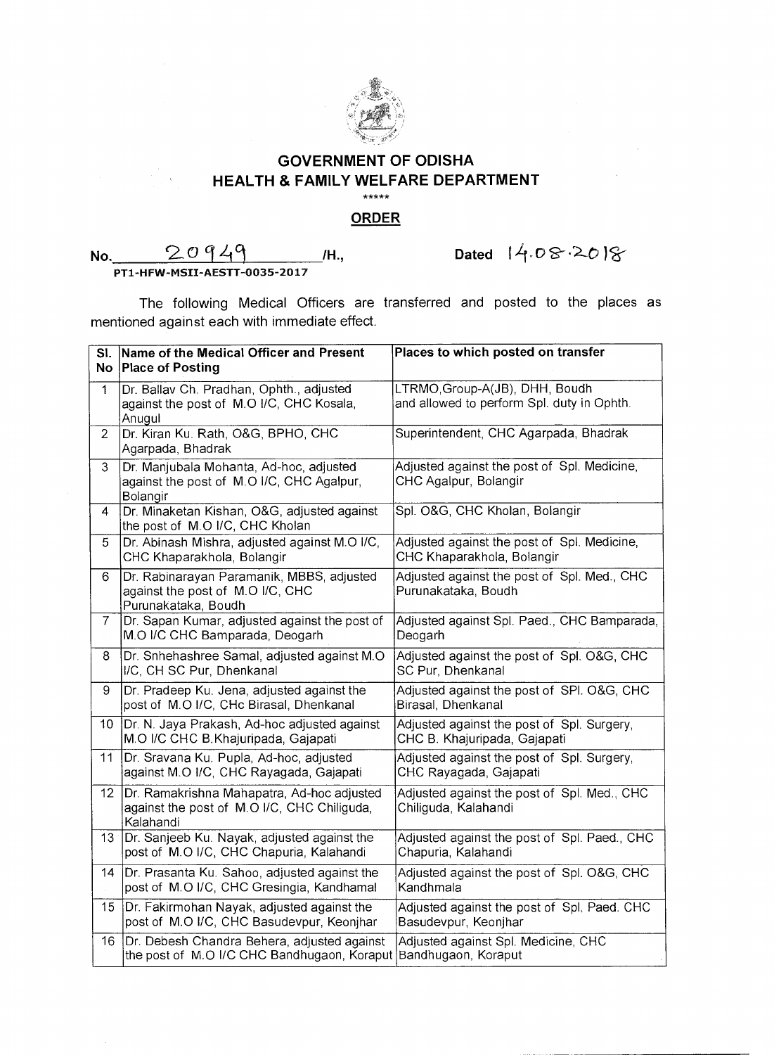# GOVERNMENT OF ODISHA
## HEALTH & FAMILY WELFARE DEPARTMENT

*****

**ORDER**

No. 20949 /H., Dated 14.08.2018

PT1-HFW-MSII-AESTT-0035-2017

The following Medical Officers are transferred and posted to the places as mentioned against each with immediate effect.

| Sl. No | Name of the Medical Officer and Present Place of Posting | Places to which posted on transfer |
|---|---|---|
| 1 | Dr. Ballav Ch. Pradhan, Ophth., adjusted against the post of M.O I/C, CHC Kosala, Anugul | LTRMO,Group-A(JB), DHH, Boudh and allowed to perform Spl. duty in Ophth. |
| 2 | Dr. Kiran Ku. Rath, O&G, BPHO, CHC Agarpada, Bhadrak | Superintendent, CHC Agarpada, Bhadrak |
| 3 | Dr. Manjubala Mohanta, Ad-hoc, adjusted against the post of M.O I/C, CHC Agalpur, Bolangir | Adjusted against the post of Spl. Medicine, CHC Agalpur, Bolangir |
| 4 | Dr. Minaketan Kishan, O&G, adjusted against the post of M.O I/C, CHC Kholan | Spl. O&G, CHC Kholan, Bolangir |
| 5 | Dr. Abinash Mishra, adjusted against M.O I/C, CHC Khaparakhola, Bolangir | Adjusted against the post of Spl. Medicine, CHC Khaparakhola, Bolangir |
| 6 | Dr. Rabinarayan Paramanik, MBBS, adjusted against the post of M.O I/C, CHC Purunakataka, Boudh | Adjusted against the post of Spl. Med., CHC Purunakataka, Boudh |
| 7 | Dr. Sapan Kumar, adjusted against the post of M.O I/C CHC Bamparada, Deogarh | Adjusted against Spl. Paed., CHC Bamparada, Deogarh |
| 8 | Dr. Snhehashree Samal, adjusted against M.O I/C, CH SC Pur, Dhenkanal | Adjusted against the post of Spl. O&G, CHC SC Pur, Dhenkanal |
| 9 | Dr. Pradeep Ku. Jena, adjusted against the post of M.O I/C, CHc Birasal, Dhenkanal | Adjusted against the post of SPl. O&G, CHC Birasal, Dhenkanal |
| 10 | Dr. N. Jaya Prakash, Ad-hoc adjusted against M.O I/C CHC B.Khajuripada, Gajapati | Adjusted against the post of Spl. Surgery, CHC B. Khajuripada, Gajapati |
| 11 | Dr. Sravana Ku. Pupla, Ad-hoc, adjusted against M.O I/C, CHC Rayagada, Gajapati | Adjusted against the post of Spl. Surgery, CHC Rayagada, Gajapati |
| 12 | Dr. Ramakrishna Mahapatra, Ad-hoc adjusted against the post of M.O I/C, CHC Chiliguda, Kalahandi | Adjusted against the post of Spl. Med., CHC Chiliguda, Kalahandi |
| 13 | Dr. Sanjeeb Ku. Nayak, adjusted against the post of M.O I/C, CHC Chapuria, Kalahandi | Adjusted against the post of Spl. Paed., CHC Chapuria, Kalahandi |
| 14 | Dr. Prasanta Ku. Sahoo, adjusted against the post of M.O I/C, CHC Gresingia, Kandhamal | Adjusted against the post of Spl. O&G, CHC Kandhmala |
| 15 | Dr. Fakirmohan Nayak, adjusted against the post of M.O I/C, CHC Basudevpur, Keonjhar | Adjusted against the post of Spl. Paed. CHC Basudevpur, Keonjhar |
| 16 | Dr. Debesh Chandra Behera, adjusted against the post of M.O I/C CHC Bandhugaon, Koraput | Adjusted against Spl. Medicine, CHC Bandhugaon, Koraput |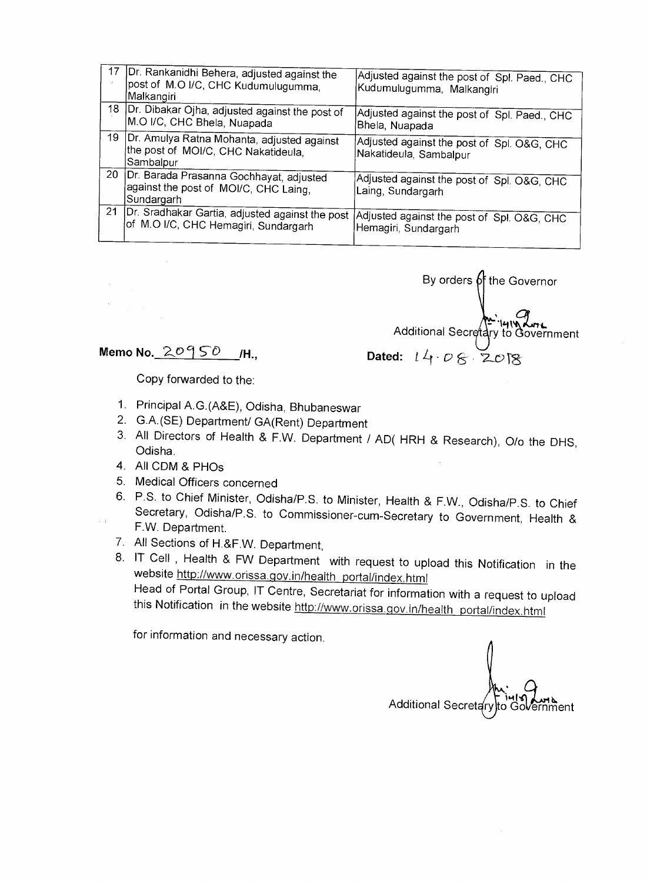| | | |
|---|---|---|
| 17 | Dr. Rankanidhi Behera, adjusted against the post of M.O I/C, CHC Kudumulugumma, Malkangiri | Adjusted against the post of Spl. Paed., CHC Kudumulugumma, Malkangiri |
| 18 | Dr. Dibakar Ojha, adjusted against the post of M.O I/C, CHC Bhela, Nuapada | Adjusted against the post of Spl. Paed., CHC Bhela, Nuapada |
| 19 | Dr. Amulya Ratna Mohanta, adjusted against the post of MOI/C, CHC Nakatideula, Sambalpur | Adjusted against the post of Spl. O&G, CHC Nakatideula, Sambalpur |
| 20 | Dr. Barada Prasanna Gochhayat, adjusted against the post of MOI/C, CHC Laing, Sundargarh | Adjusted against the post of Spl. O&G, CHC Laing, Sundargarh |
| 21 | Dr. Sradhakar Gartia, adjusted against the post of M.O I/C, CHC Hemagiri, Sundargarh | Adjusted against the post of Spl. O&G, CHC Hemagiri, Sundargarh |

By orders of the Governor

Additional Secretary to Government

**Memo No.** 20950 **/H.,** **Dated:** 14.08.2018

Copy forwarded to the:

1. Principal A.G.(A&E), Odisha, Bhubaneswar
2. G.A.(SE) Department/ GA(Rent) Department
3. All Directors of Health & F.W. Department / AD( HRH & Research), O/o the DHS, Odisha.
4. All CDM & PHOs
5. Medical Officers concerned
6. P.S. to Chief Minister, Odisha/P.S. to Minister, Health & F.W., Odisha/P.S. to Chief Secretary, Odisha/P.S. to Commissioner-cum-Secretary to Government, Health & F.W. Department.
7. All Sections of H.&F.W. Department,
8. IT Cell , Health & FW Department with request to upload this Notification in the website http://www.orissa.gov.in/health_portal/index.html
   Head of Portal Group, IT Centre, Secretariat for information with a request to upload this Notification in the website http://www.orissa.gov.in/health_portal/index.html

for information and necessary action.

Additional Secretary to Government